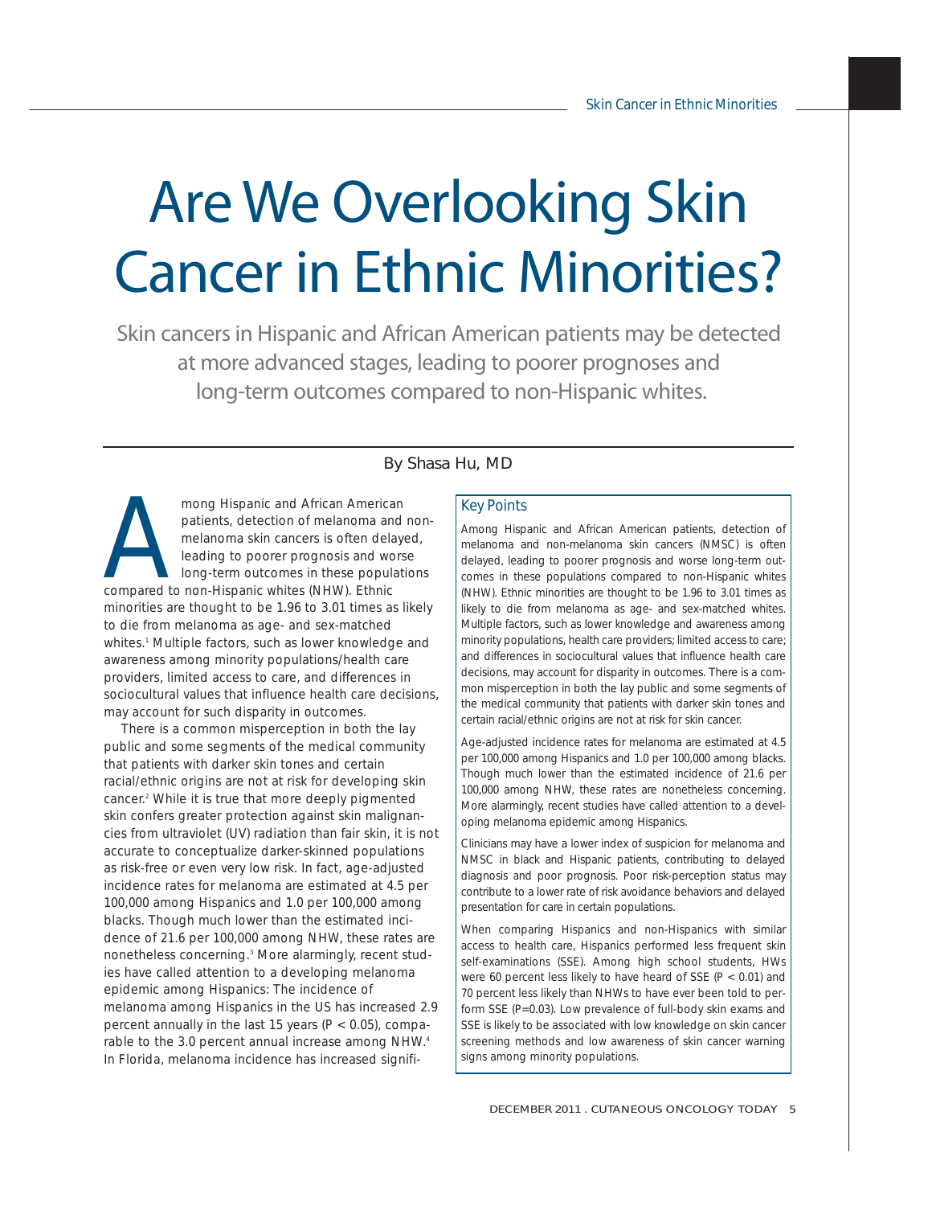# Are We Overlooking Skin Cancer in Ethnic Minorities?

Skin cancers in Hispanic and African American patients may be detected at more advanced stages, leading to poorer prognoses and long-term outcomes compared to non-Hispanic whites.

By Shasa Hu, MD

Among Hispanic and African American patients, detection of melanoma and non-melanoma skin cancers is often delayed, leading to poorer prognosis and worse long-term outcomes in these populations compared to non-Hispanic whites (NHW). Ethnic minorities are thought to be 1.96 to 3.01 times as likely to die from melanoma as age- and sex-matched whites.[1] Multiple factors, such as lower knowledge and awareness among minority populations/health care providers, limited access to care, and differences in sociocultural values that influence health care decisions, may account for such disparity in outcomes.

There is a common misperception in both the lay public and some segments of the medical community that patients with darker skin tones and certain racial/ethnic origins are not at risk for developing skin cancer.[2] While it is true that more deeply pigmented skin confers greater protection against skin malignancies from ultraviolet (UV) radiation than fair skin, it is not accurate to conceptualize darker-skinned populations as risk-free or even very low risk. In fact, age-adjusted incidence rates for melanoma are estimated at 4.5 per 100,000 among Hispanics and 1.0 per 100,000 among blacks. Though much lower than the estimated incidence of 21.6 per 100,000 among NHW, these rates are nonetheless concerning.[3] More alarmingly, recent studies have called attention to a developing melanoma epidemic among Hispanics: The incidence of melanoma among Hispanics in the US has increased 2.9 percent annually in the last 15 years ($P < 0.05$), comparable to the 3.0 percent annual increase among NHW.[4] In Florida, melanoma incidence has increased signifi-

## Key Points

Among Hispanic and African American patients, detection of melanoma and non-melanoma skin cancers (NMSC) is often delayed, leading to poorer prognosis and worse long-term outcomes in these populations compared to non-Hispanic whites (NHW). Ethnic minorities are thought to be 1.96 to 3.01 times as likely to die from melanoma as age- and sex-matched whites. Multiple factors, such as lower knowledge and awareness among minority populations, health care providers; limited access to care; and differences in sociocultural values that influence health care decisions, may account for disparity in outcomes. There is a common misperception in both the lay public and some segments of the medical community that patients with darker skin tones and certain racial/ethnic origins are not at risk for skin cancer.

Age-adjusted incidence rates for melanoma are estimated at 4.5 per 100,000 among Hispanics and 1.0 per 100,000 among blacks. Though much lower than the estimated incidence of 21.6 per 100,000 among NHW, these rates are nonetheless concerning. More alarmingly, recent studies have called attention to a developing melanoma epidemic among Hispanics.

Clinicians may have a lower index of suspicion for melanoma and NMSC in black and Hispanic patients, contributing to delayed diagnosis and poor prognosis. Poor risk-perception status may contribute to a lower rate of risk avoidance behaviors and delayed presentation for care in certain populations.

When comparing Hispanics and non-Hispanics with similar access to health care, Hispanics performed less frequent skin self-examinations (SSE). Among high school students, HWs were 60 percent less likely to have heard of SSE ($P < 0.01$) and 70 percent less likely than NHWs to have ever been told to perform SSE ($P=0.03$). Low prevalence of full-body skin exams and SSE is likely to be associated with low knowledge on skin cancer screening methods and low awareness of skin cancer warning signs among minority populations.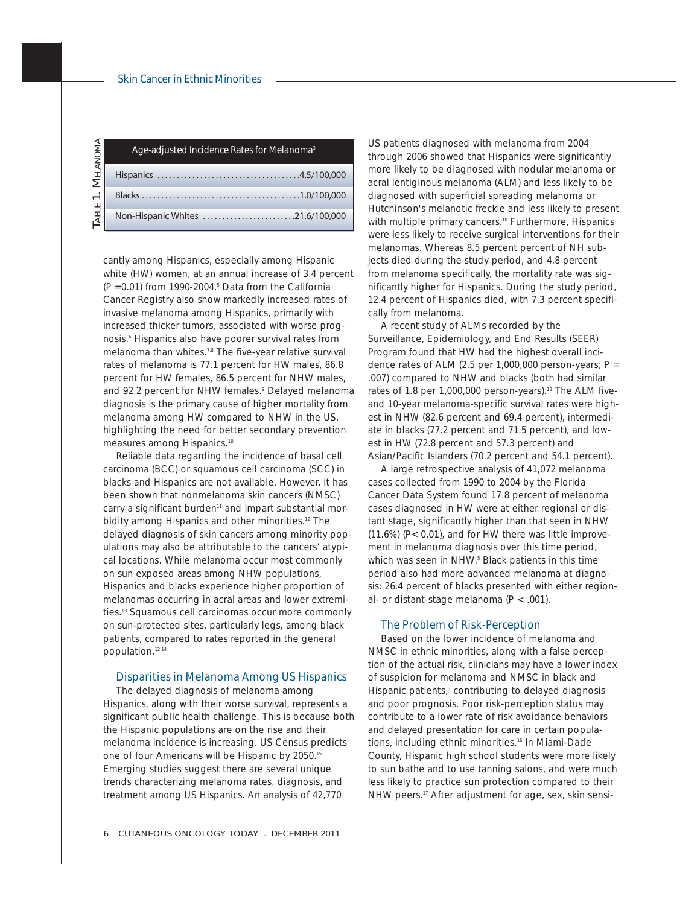Table 1. Melanoma

| Age-adjusted Incidence Rates for Melanoma[3] | |
|---|---|
| Hispanics | 4.5/100,000 |
| Blacks | 1.0/100,000 |
| Non-Hispanic Whites | 21.6/100,000 |

cantly among Hispanics, especially among Hispanic white (HW) women, at an annual increase of 3.4 percent ($P = 0.01$) from 1990-2004.[5] Data from the California Cancer Registry also show markedly increased rates of invasive melanoma among Hispanics, primarily with increased thicker tumors, associated with worse prognosis.[6] Hispanics also have poorer survival rates from melanoma than whites.[7,8] The five-year relative survival rates of melanoma is 77.1 percent for HW males, 86.8 percent for HW females, 86.5 percent for NHW males, and 92.2 percent for NHW females.[9] Delayed melanoma diagnosis is the primary cause of higher mortality from melanoma among HW compared to NHW in the US, highlighting the need for better secondary prevention measures among Hispanics.[10]

Reliable data regarding the incidence of basal cell carcinoma (BCC) or squamous cell carcinoma (SCC) in blacks and Hispanics are not available. However, it has been shown that nonmelanoma skin cancers (NMSC) carry a significant burden[11] and impart substantial morbidity among Hispanics and other minorities.[12] The delayed diagnosis of skin cancers among minority populations may also be attributable to the cancers' atypical locations. While melanoma occur most commonly on sun exposed areas among NHW populations, Hispanics and blacks experience higher proportion of melanomas occurring in acral areas and lower extremities.[13] Squamous cell carcinomas occur more commonly on sun-protected sites, particularly legs, among black patients, compared to rates reported in the general population.[12,14]

## Disparities in Melanoma Among US Hispanics

The delayed diagnosis of melanoma among Hispanics, along with their worse survival, represents a significant public health challenge. This is because both the Hispanic populations are on the rise and their melanoma incidence is increasing. US Census predicts one of four Americans will be Hispanic by 2050.[15] Emerging studies suggest there are several unique trends characterizing melanoma rates, diagnosis, and treatment among US Hispanics. An analysis of 42,770 US patients diagnosed with melanoma from 2004 through 2006 showed that Hispanics were significantly more likely to be diagnosed with nodular melanoma or acral lentiginous melanoma (ALM) and less likely to be diagnosed with superficial spreading melanoma or Hutchinson's melanotic freckle and less likely to present with multiple primary cancers.[10] Furthermore, Hispanics were less likely to receive surgical interventions for their melanomas. Whereas 8.5 percent percent of NH subjects died during the study period, and 4.8 percent from melanoma specifically, the mortality rate was significantly higher for Hispanics. During the study period, 12.4 percent of Hispanics died, with 7.3 percent specifically from melanoma.

A recent study of ALMs recorded by the Surveillance, Epidemiology, and End Results (SEER) Program found that HW had the highest overall incidence rates of ALM (2.5 per 1,000,000 person-years; $P = .007$) compared to NHW and blacks (both had similar rates of 1.8 per 1,000,000 person-years).[13] The ALM five- and 10-year melanoma-specific survival rates were highest in NHW (82.6 percent and 69.4 percent), intermediate in blacks (77.2 percent and 71.5 percent), and lowest in HW (72.8 percent and 57.3 percent) and Asian/Pacific Islanders (70.2 percent and 54.1 percent).

A large retrospective analysis of 41,072 melanoma cases collected from 1990 to 2004 by the Florida Cancer Data System found 17.8 percent of melanoma cases diagnosed in HW were at either regional or distant stage, significantly higher than that seen in NHW (11.6%) ($P < 0.01$), and for HW there was little improvement in melanoma diagnosis over this time period, which was seen in NHW.[5] Black patients in this time period also had more advanced melanoma at diagnosis: 26.4 percent of blacks presented with either regional- or distant-stage melanoma ($P < .001$).

## The Problem of Risk-Perception

Based on the lower incidence of melanoma and NMSC in ethnic minorities, along with a false perception of the actual risk, clinicians may have a lower index of suspicion for melanoma and NMSC in black and Hispanic patients,[3] contributing to delayed diagnosis and poor prognosis. Poor risk-perception status may contribute to a lower rate of risk avoidance behaviors and delayed presentation for care in certain populations, including ethnic minorities.[16] In Miami-Dade County, Hispanic high school students were more likely to sun bathe and to use tanning salons, and were much less likely to practice sun protection compared to their NHW peers.[17] After adjustment for age, sex, skin sensi-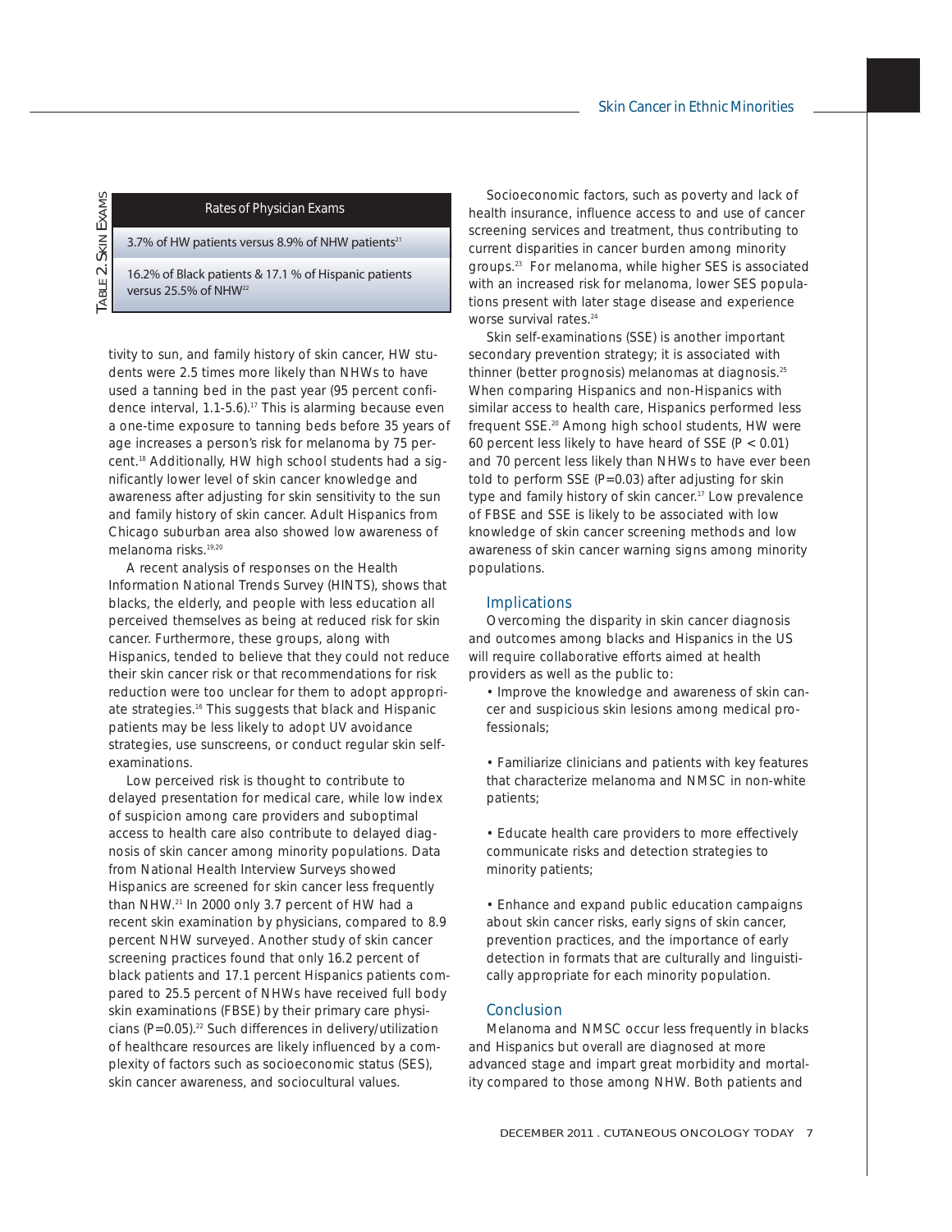**Table 2. Skin Exams**

| Rates of Physician Exams |
| --- |
| 3.7% of HW patients versus 8.9% of NHW patients[21] |
| 16.2% of Black patients & 17.1 % of Hispanic patients versus 25.5% of NHW[22] |

tivity to sun, and family history of skin cancer, HW students were 2.5 times more likely than NHWs to have used a tanning bed in the past year (95 percent confidence interval, 1.1-5.6).[17] This is alarming because even a one-time exposure to tanning beds before 35 years of age increases a person's risk for melanoma by 75 percent.[18] Additionally, HW high school students had a significantly lower level of skin cancer knowledge and awareness after adjusting for skin sensitivity to the sun and family history of skin cancer. Adult Hispanics from Chicago suburban area also showed low awareness of melanoma risks.[19,20]

A recent analysis of responses on the Health Information National Trends Survey (HINTS), shows that blacks, the elderly, and people with less education all perceived themselves as being at reduced risk for skin cancer. Furthermore, these groups, along with Hispanics, tended to believe that they could not reduce their skin cancer risk or that recommendations for risk reduction were too unclear for them to adopt appropriate strategies.[16] This suggests that black and Hispanic patients may be less likely to adopt UV avoidance strategies, use sunscreens, or conduct regular skin self-examinations.

Low perceived risk is thought to contribute to delayed presentation for medical care, while low index of suspicion among care providers and suboptimal access to health care also contribute to delayed diagnosis of skin cancer among minority populations. Data from National Health Interview Surveys showed Hispanics are screened for skin cancer less frequently than NHW.[21] In 2000 only 3.7 percent of HW had a recent skin examination by physicians, compared to 8.9 percent NHW surveyed. Another study of skin cancer screening practices found that only 16.2 percent of black patients and 17.1 percent Hispanics patients compared to 25.5 percent of NHWs have received full body skin examinations (FBSE) by their primary care physicians ($P=0.05$).[22] Such differences in delivery/utilization of healthcare resources are likely influenced by a complexity of factors such as socioeconomic status (SES), skin cancer awareness, and sociocultural values.

Socioeconomic factors, such as poverty and lack of health insurance, influence access to and use of cancer screening services and treatment, thus contributing to current disparities in cancer burden among minority groups.[23] For melanoma, while higher SES is associated with an increased risk for melanoma, lower SES populations present with later stage disease and experience worse survival rates.[24]

Skin self-examinations (SSE) is another important secondary prevention strategy; it is associated with thinner (better prognosis) melanomas at diagnosis.[25] When comparing Hispanics and non-Hispanics with similar access to health care, Hispanics performed less frequent SSE.[20] Among high school students, HW were 60 percent less likely to have heard of SSE ($P < 0.01$) and 70 percent less likely than NHWs to have ever been told to perform SSE ($P=0.03$) after adjusting for skin type and family history of skin cancer.[17] Low prevalence of FBSE and SSE is likely to be associated with low knowledge of skin cancer screening methods and low awareness of skin cancer warning signs among minority populations.

## Implications

Overcoming the disparity in skin cancer diagnosis and outcomes among blacks and Hispanics in the US will require collaborative efforts aimed at health providers as well as the public to:

- Improve the knowledge and awareness of skin cancer and suspicious skin lesions among medical professionals;
- Familiarize clinicians and patients with key features that characterize melanoma and NMSC in non-white patients;
- Educate health care providers to more effectively communicate risks and detection strategies to minority patients;
- Enhance and expand public education campaigns about skin cancer risks, early signs of skin cancer, prevention practices, and the importance of early detection in formats that are culturally and linguistically appropriate for each minority population.

## Conclusion

Melanoma and NMSC occur less frequently in blacks and Hispanics but overall are diagnosed at more advanced stage and impart great morbidity and mortality compared to those among NHW. Both patients and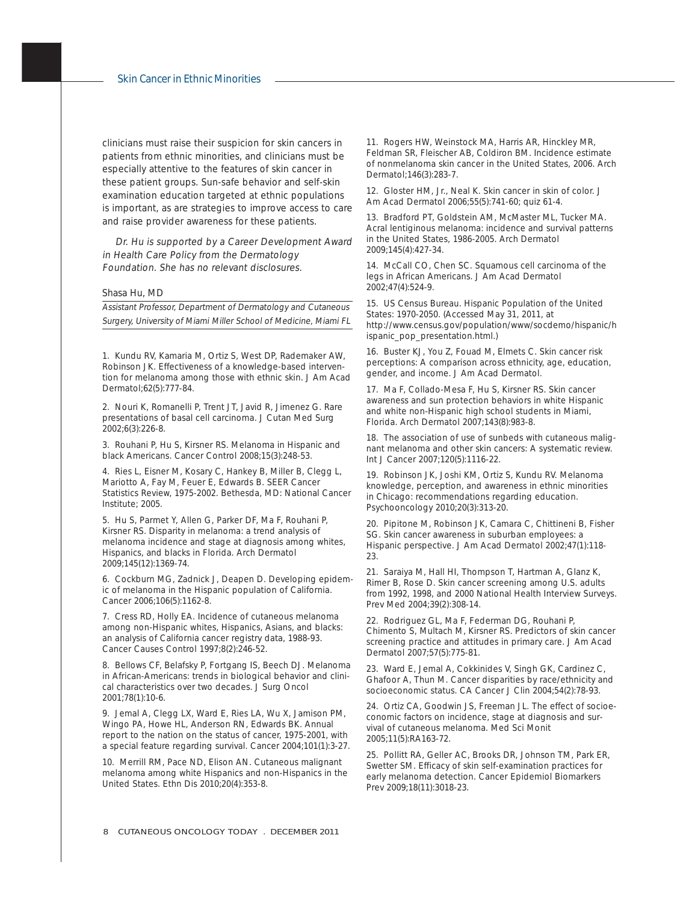clinicians must raise their suspicion for skin cancers in patients from ethnic minorities, and clinicians must be especially attentive to the features of skin cancer in these patient groups. Sun-safe behavior and self-skin examination education targeted at ethnic populations is important, as are strategies to improve access to care and raise provider awareness for these patients.

*Dr. Hu is supported by a Career Development Award in Health Care Policy from the Dermatology Foundation. She has no relevant disclosures.*

Shasa Hu, MD

*Assistant Professor, Department of Dermatology and Cutaneous Surgery, University of Miami Miller School of Medicine, Miami FL*

1. Kundu RV, Kamaria M, Ortiz S, West DP, Rademaker AW, Robinson JK. Effectiveness of a knowledge-based intervention for melanoma among those with ethnic skin. J Am Acad Dermatol;62(5):777-84.

2. Nouri K, Romanelli P, Trent JT, Javid R, Jimenez G. Rare presentations of basal cell carcinoma. J Cutan Med Surg 2002;6(3):226-8.

3. Rouhani P, Hu S, Kirsner RS. Melanoma in Hispanic and black Americans. Cancer Control 2008;15(3):248-53.

4. Ries L, Eisner M, Kosary C, Hankey B, Miller B, Clegg L, Mariotto A, Fay M, Feuer E, Edwards B. SEER Cancer Statistics Review, 1975-2002. Bethesda, MD: National Cancer Institute; 2005.

5. Hu S, Parmet Y, Allen G, Parker DF, Ma F, Rouhani P, Kirsner RS. Disparity in melanoma: a trend analysis of melanoma incidence and stage at diagnosis among whites, Hispanics, and blacks in Florida. Arch Dermatol 2009;145(12):1369-74.

6. Cockburn MG, Zadnick J, Deapen D. Developing epidemic of melanoma in the Hispanic population of California. Cancer 2006;106(5):1162-8.

7. Cress RD, Holly EA. Incidence of cutaneous melanoma among non-Hispanic whites, Hispanics, Asians, and blacks: an analysis of California cancer registry data, 1988-93. Cancer Causes Control 1997;8(2):246-52.

8. Bellows CF, Belafsky P, Fortgang IS, Beech DJ. Melanoma in African-Americans: trends in biological behavior and clinical characteristics over two decades. J Surg Oncol 2001;78(1):10-6.

9. Jemal A, Clegg LX, Ward E, Ries LA, Wu X, Jamison PM, Wingo PA, Howe HL, Anderson RN, Edwards BK. Annual report to the nation on the status of cancer, 1975-2001, with a special feature regarding survival. Cancer 2004;101(1):3-27.

10. Merrill RM, Pace ND, Elison AN. Cutaneous malignant melanoma among white Hispanics and non-Hispanics in the United States. Ethn Dis 2010;20(4):353-8.

11. Rogers HW, Weinstock MA, Harris AR, Hinckley MR, Feldman SR, Fleischer AB, Coldiron BM. Incidence estimate of nonmelanoma skin cancer in the United States, 2006. Arch Dermatol;146(3):283-7.

12. Gloster HM, Jr., Neal K. Skin cancer in skin of color. J Am Acad Dermatol 2006;55(5):741-60; quiz 61-4.

13. Bradford PT, Goldstein AM, McMaster ML, Tucker MA. Acral lentiginous melanoma: incidence and survival patterns in the United States, 1986-2005. Arch Dermatol 2009;145(4):427-34.

14. McCall CO, Chen SC. Squamous cell carcinoma of the legs in African Americans. J Am Acad Dermatol 2002;47(4):524-9.

15. US Census Bureau. Hispanic Population of the United States: 1970-2050. (Accessed May 31, 2011, at http://www.census.gov/population/www/socdemo/hispanic/hispanic_pop_presentation.html.)

16. Buster KJ, You Z, Fouad M, Elmets C. Skin cancer risk perceptions: A comparison across ethnicity, age, education, gender, and income. J Am Acad Dermatol.

17. Ma F, Collado-Mesa F, Hu S, Kirsner RS. Skin cancer awareness and sun protection behaviors in white Hispanic and white non-Hispanic high school students in Miami, Florida. Arch Dermatol 2007;143(8):983-8.

18. The association of use of sunbeds with cutaneous malignant melanoma and other skin cancers: A systematic review. Int J Cancer 2007;120(5):1116-22.

19. Robinson JK, Joshi KM, Ortiz S, Kundu RV. Melanoma knowledge, perception, and awareness in ethnic minorities in Chicago: recommendations regarding education. Psychooncology 2010;20(3):313-20.

20. Pipitone M, Robinson JK, Camara C, Chittineni B, Fisher SG. Skin cancer awareness in suburban employees: a Hispanic perspective. J Am Acad Dermatol 2002;47(1):118-23.

21. Saraiya M, Hall HI, Thompson T, Hartman A, Glanz K, Rimer B, Rose D. Skin cancer screening among U.S. adults from 1992, 1998, and 2000 National Health Interview Surveys. Prev Med 2004;39(2):308-14.

22. Rodriguez GL, Ma F, Federman DG, Rouhani P, Chimento S, Multach M, Kirsner RS. Predictors of skin cancer screening practice and attitudes in primary care. J Am Acad Dermatol 2007;57(5):775-81.

23. Ward E, Jemal A, Cokkinides V, Singh GK, Cardinez C, Ghafoor A, Thun M. Cancer disparities by race/ethnicity and socioeconomic status. CA Cancer J Clin 2004;54(2):78-93.

24. Ortiz CA, Goodwin JS, Freeman JL. The effect of socioeconomic factors on incidence, stage at diagnosis and survival of cutaneous melanoma. Med Sci Monit 2005;11(5):RA163-72.

25. Pollitt RA, Geller AC, Brooks DR, Johnson TM, Park ER, Swetter SM. Efficacy of skin self-examination practices for early melanoma detection. Cancer Epidemiol Biomarkers Prev 2009;18(11):3018-23.